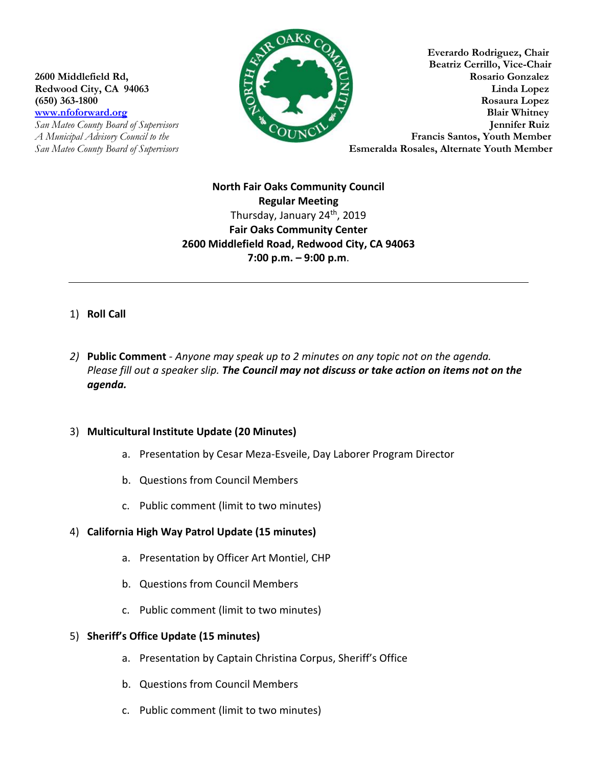**2600 Middlefield Rd,**
**Redwood City, CA 94063**
**(650) 363-1800**
**[www.nfoforward.org](http://www.nfoforward.org)**
*San Mateo County Board of Supervisors*
*A Municipal Advisory Council to the*
*San Mateo County Board of Supervisors*

**Everardo Rodriguez, Chair**
**Beatriz Cerrillo, Vice-Chair**
**Rosario Gonzalez**
**Linda Lopez**
**Rosaura Lopez**
**Blair Whitney**
**Jennifer Ruiz**
**Francis Santos, Youth Member**
**Esmeralda Rosales, Alternate Youth Member**

**North Fair Oaks Community Council**
**Regular Meeting**
Thursday, January 24th, 2019
**Fair Oaks Community Center**
**2600 Middlefield Road, Redwood City, CA 94063**
**7:00 p.m. – 9:00 p.m**.

---

1) **Roll Call**

2) **Public Comment** - *Anyone may speak up to 2 minutes on any topic not on the agenda. Please fill out a speaker slip.* ***The Council may not discuss or take action on items not on the agenda.***

3) **Multicultural Institute Update (20 Minutes)**
   a. Presentation by Cesar Meza-Esveile, Day Laborer Program Director
   b. Questions from Council Members
   c. Public comment (limit to two minutes)

4) **California High Way Patrol Update (15 minutes)**
   a. Presentation by Officer Art Montiel, CHP
   b. Questions from Council Members
   c. Public comment (limit to two minutes)

5) **Sheriff's Office Update (15 minutes)**
   a. Presentation by Captain Christina Corpus, Sheriff's Office
   b. Questions from Council Members
   c. Public comment (limit to two minutes)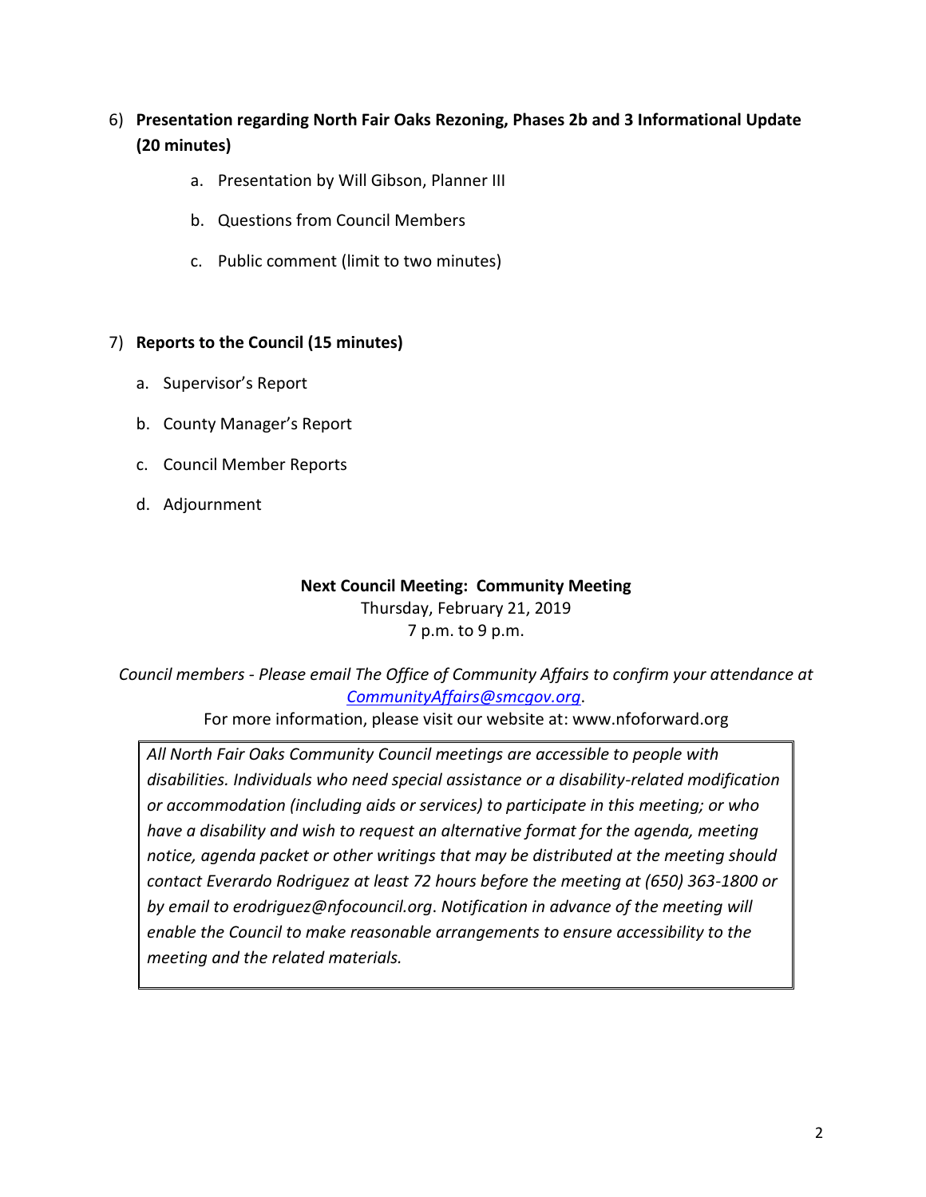6) **Presentation regarding North Fair Oaks Rezoning, Phases 2b and 3 Informational Update (20 minutes)**

   a. Presentation by Will Gibson, Planner III

   b. Questions from Council Members

   c. Public comment (limit to two minutes)

7) **Reports to the Council (15 minutes)**

   a. Supervisor's Report

   b. County Manager's Report

   c. Council Member Reports

   d. Adjournment

**Next Council Meeting: Community Meeting**
Thursday, February 21, 2019
7 p.m. to 9 p.m.

*Council members - Please email The Office of Community Affairs to confirm your attendance at [CommunityAffairs@smcgov.org](mailto:CommunityAffairs@smcgov.org).*

For more information, please visit our website at: www.nfoforward.org

> *All North Fair Oaks Community Council meetings are accessible to people with disabilities. Individuals who need special assistance or a disability-related modification or accommodation (including aids or services) to participate in this meeting; or who have a disability and wish to request an alternative format for the agenda, meeting notice, agenda packet or other writings that may be distributed at the meeting should contact Everardo Rodriguez at least 72 hours before the meeting at (650) 363-1800 or by email to erodriguez@nfocouncil.org. Notification in advance of the meeting will enable the Council to make reasonable arrangements to ensure accessibility to the meeting and the related materials.*